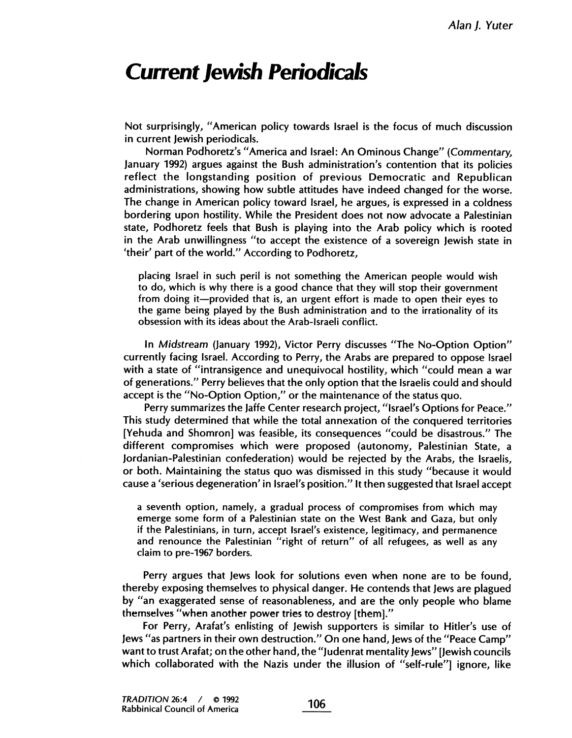# Current Jewish Periodicals

Not surprisingly, "American policy towards Israel is the focus of much discussion in current Jewish periodicals.

Norman Podhoretz's "America and Israel: An Ominous Change" (*Commentary*, January 1992) argues against the Bush administration's contention that its policies reflect the longstanding position of previous Democratic and Republican administrations, showing how subtle attitudes have indeed changed for the worse. The change in American policy toward Israel, he argues, is expressed in a coldness bordering upon hostility. While the President does not now advocate a Palestinian state, Podhoretz feels that Bush is playing into the Arab policy which is rooted in the Arab unwillingness "to accept the existence of a sovereign Jewish state in 'their' part of the world." According to Podhoretz,

> placing Israel in such peril is not something the American people would wish to do, which is why there is a good chance that they will stop their government from doing it—provided that is, an urgent effort is made to open their eyes to the game being played by the Bush administration and to the irrationality of its obsession with its ideas about the Arab-Israeli conflict.

In *Midstream* (January 1992), Victor Perry discusses "The No-Option Option" currently facing Israel. According to Perry, the Arabs are prepared to oppose Israel with a state of "intransigence and unequivocal hostility, which "could mean a war of generations." Perry believes that the only option that the Israelis could and should accept is the "No-Option Option," or the maintenance of the status quo.

Perry summarizes the Jaffe Center research project, "Israel's Options for Peace." This study determined that while the total annexation of the conquered territories [Yehuda and Shomron] was feasible, its consequences "could be disastrous." The different compromises which were proposed (autonomy, Palestinian State, a Jordanian-Palestinian confederation) would be rejected by the Arabs, the Israelis, or both. Maintaining the status quo was dismissed in this study "because it would cause a 'serious degeneration' in Israel's position." It then suggested that Israel accept

> a seventh option, namely, a gradual process of compromises from which may emerge some form of a Palestinian state on the West Bank and Gaza, but only if the Palestinians, in turn, accept Israel's existence, legitimacy, and permanence and renounce the Palestinian "right of return" of all refugees, as well as any claim to pre-1967 borders.

Perry argues that Jews look for solutions even when none are to be found, thereby exposing themselves to physical danger. He contends that Jews are plagued by "an exaggerated sense of reasonableness, and are the only people who blame themselves "when another power tries to destroy [them]."

For Perry, Arafat's enlisting of Jewish supporters is similar to Hitler's use of Jews "as partners in their own destruction." On one hand, Jews of the "Peace Camp" want to trust Arafat; on the other hand, the "Judenrat mentality Jews" [Jewish councils which collaborated with the Nazis under the illusion of "self-rule"] ignore, like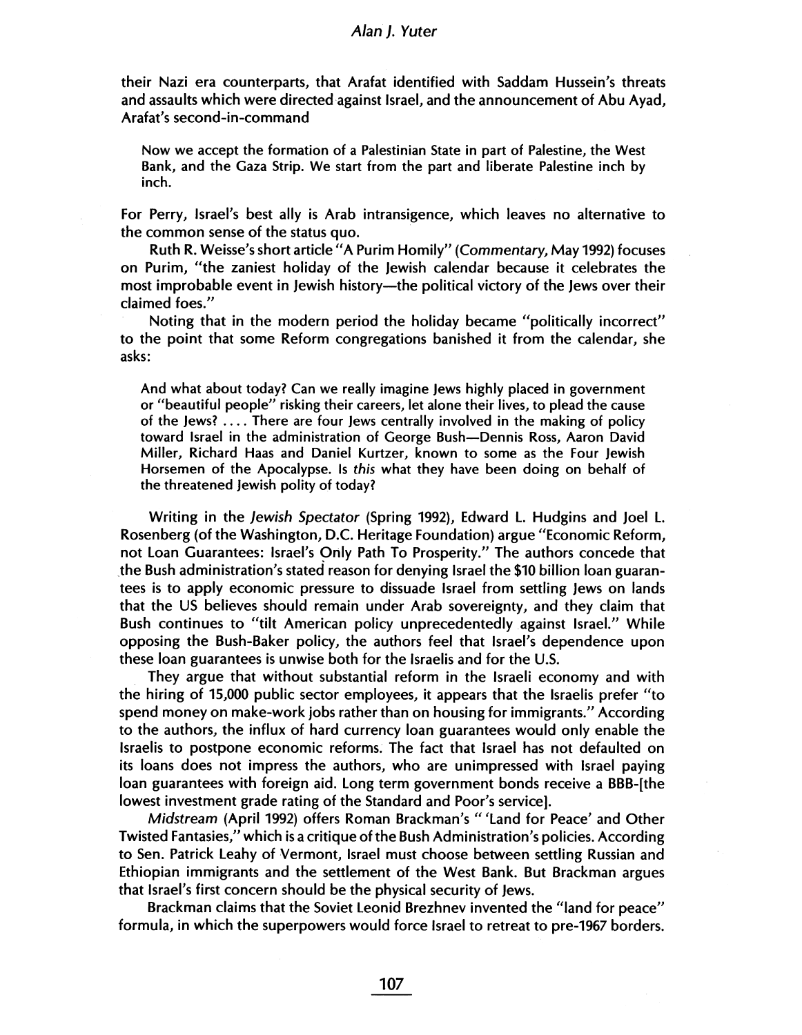their Nazi era counterparts, that Arafat identified with Saddam Hussein's threats and assaults which were directed against Israel, and the announcement of Abu Ayad, Arafat's second-in-command

> Now we accept the formation of a Palestinian State in part of Palestine, the West Bank, and the Gaza Strip. We start from the part and liberate Palestine inch by inch.

For Perry, Israel's best ally is Arab intransigence, which leaves no alternative to the common sense of the status quo.

Ruth R. Weisse's short article "A Purim Homily" (*Commentary*, May 1992) focuses on Purim, "the zaniest holiday of the Jewish calendar because it celebrates the most improbable event in Jewish history—the political victory of the Jews over their claimed foes."

Noting that in the modern period the holiday became "politically incorrect" to the point that some Reform congregations banished it from the calendar, she asks:

> And what about today? Can we really imagine Jews highly placed in government or "beautiful people" risking their careers, let alone their lives, to plead the cause of the Jews? .... There are four Jews centrally involved in the making of policy toward Israel in the administration of George Bush—Dennis Ross, Aaron David Miller, Richard Haas and Daniel Kurtzer, known to some as the Four Jewish Horsemen of the Apocalypse. Is *this* what they have been doing on behalf of the threatened Jewish polity of today?

Writing in the *Jewish Spectator* (Spring 1992), Edward L. Hudgins and Joel L. Rosenberg (of the Washington, D.C. Heritage Foundation) argue "Economic Reform, not Loan Guarantees: Israel's Only Path To Prosperity." The authors concede that the Bush administration's stated reason for denying Israel the $10 billion loan guarantees is to apply economic pressure to dissuade Israel from settling Jews on lands that the US believes should remain under Arab sovereignty, and they claim that Bush continues to "tilt American policy unprecedentedly against Israel." While opposing the Bush-Baker policy, the authors feel that Israel's dependence upon these loan guarantees is unwise both for the Israelis and for the U.S.

They argue that without substantial reform in the Israeli economy and with the hiring of 15,000 public sector employees, it appears that the Israelis prefer "to spend money on make-work jobs rather than on housing for immigrants." According to the authors, the influx of hard currency loan guarantees would only enable the Israelis to postpone economic reforms. The fact that Israel has not defaulted on its loans does not impress the authors, who are unimpressed with Israel paying loan guarantees with foreign aid. Long term government bonds receive a BBB-[the lowest investment grade rating of the Standard and Poor's service].

*Midstream* (April 1992) offers Roman Brackman's "'Land for Peace' and Other Twisted Fantasies," which is a critique of the Bush Administration's policies. According to Sen. Patrick Leahy of Vermont, Israel must choose between settling Russian and Ethiopian immigrants and the settlement of the West Bank. But Brackman argues that Israel's first concern should be the physical security of Jews.

Brackman claims that the Soviet Leonid Brezhnev invented the "land for peace" formula, in which the superpowers would force Israel to retreat to pre-1967 borders.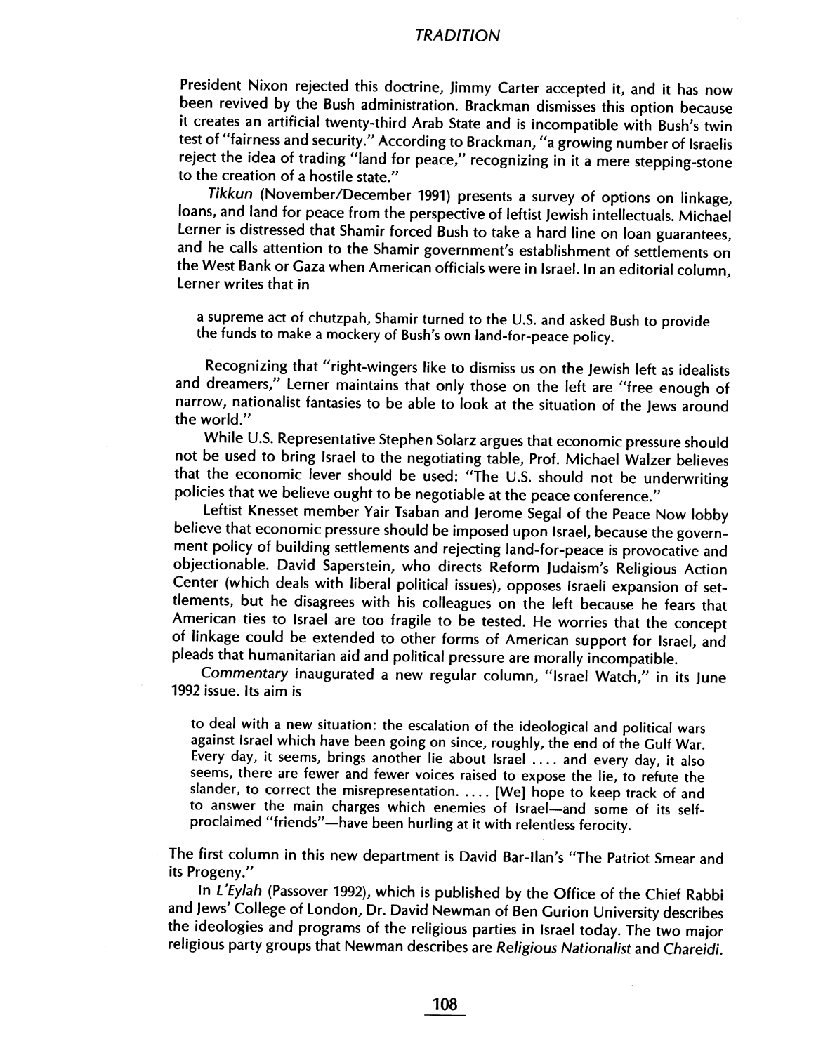President Nixon rejected this doctrine, Jimmy Carter accepted it, and it has now been revived by the Bush administration. Brackman dismisses this option because it creates an artificial twenty-third Arab State and is incompatible with Bush's twin test of "fairness and security." According to Brackman, "a growing number of Israelis reject the idea of trading "land for peace," recognizing in it a mere stepping-stone to the creation of a hostile state."

*Tikkun* (November/December 1991) presents a survey of options on linkage, loans, and land for peace from the perspective of leftist Jewish intellectuals. Michael Lerner is distressed that Shamir forced Bush to take a hard line on loan guarantees, and he calls attention to the Shamir government's establishment of settlements on the West Bank or Gaza when American officials were in Israel. In an editorial column, Lerner writes that in

> a supreme act of chutzpah, Shamir turned to the U.S. and asked Bush to provide the funds to make a mockery of Bush's own land-for-peace policy.

Recognizing that "right-wingers like to dismiss us on the Jewish left as idealists and dreamers," Lerner maintains that only those on the left are "free enough of narrow, nationalist fantasies to be able to look at the situation of the Jews around the world."

While U.S. Representative Stephen Solarz argues that economic pressure should not be used to bring Israel to the negotiating table, Prof. Michael Walzer believes that the economic lever should be used: "The U.S. should not be underwriting policies that we believe ought to be negotiable at the peace conference."

Leftist Knesset member Yair Tsaban and Jerome Segal of the Peace Now lobby believe that economic pressure should be imposed upon Israel, because the government policy of building settlements and rejecting land-for-peace is provocative and objectionable. David Saperstein, who directs Reform Judaism's Religious Action Center (which deals with liberal political issues), opposes Israeli expansion of settlements, but he disagrees with his colleagues on the left because he fears that American ties to Israel are too fragile to be tested. He worries that the concept of linkage could be extended to other forms of American support for Israel, and pleads that humanitarian aid and political pressure are morally incompatible.

*Commentary* inaugurated a new regular column, "Israel Watch," in its June 1992 issue. Its aim is

> to deal with a new situation: the escalation of the ideological and political wars against Israel which have been going on since, roughly, the end of the Gulf War. Every day, it seems, brings another lie about Israel .... and every day, it also seems, there are fewer and fewer voices raised to expose the lie, to refute the slander, to correct the misrepresentation. .... [We] hope to keep track of and to answer the main charges which enemies of Israel—and some of its self-proclaimed "friends"—have been hurling at it with relentless ferocity.

The first column in this new department is David Bar-Ilan's "The Patriot Smear and its Progeny."

In *L'Eylah* (Passover 1992), which is published by the Office of the Chief Rabbi and Jews' College of London, Dr. David Newman of Ben Gurion University describes the ideologies and programs of the religious parties in Israel today. The two major religious party groups that Newman describes are *Religious Nationalist* and *Chareidi*.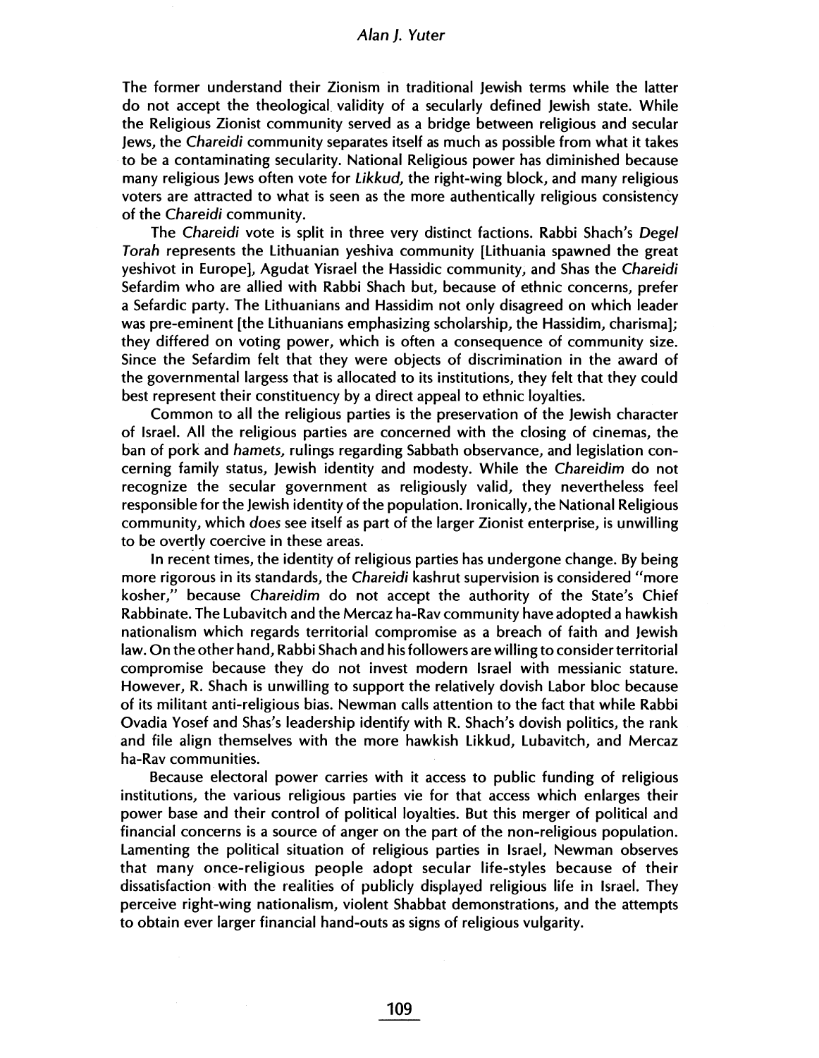The former understand their Zionism in traditional Jewish terms while the latter do not accept the theological validity of a secularly defined Jewish state. While the Religious Zionist community served as a bridge between religious and secular Jews, the *Chareidi* community separates itself as much as possible from what it takes to be a contaminating secularity. National Religious power has diminished because many religious Jews often vote for *Likkud*, the right-wing block, and many religious voters are attracted to what is seen as the more authentically religious consistency of the *Chareidi* community.

The *Chareidi* vote is split in three very distinct factions. Rabbi Shach's *Degel Torah* represents the Lithuanian yeshiva community [Lithuania spawned the great yeshivot in Europe], Agudat Yisrael the Hassidic community, and Shas the *Chareidi* Sefardim who are allied with Rabbi Shach but, because of ethnic concerns, prefer a Sefardic party. The Lithuanians and Hassidim not only disagreed on which leader was pre-eminent [the Lithuanians emphasizing scholarship, the Hassidim, charisma]; they differed on voting power, which is often a consequence of community size. Since the Sefardim felt that they were objects of discrimination in the award of the governmental largess that is allocated to its institutions, they felt that they could best represent their constituency by a direct appeal to ethnic loyalties.

Common to all the religious parties is the preservation of the Jewish character of Israel. All the religious parties are concerned with the closing of cinemas, the ban of pork and *hamets*, rulings regarding Sabbath observance, and legislation concerning family status, Jewish identity and modesty. While the *Chareidim* do not recognize the secular government as religiously valid, they nevertheless feel responsible for the Jewish identity of the population. Ironically, the National Religious community, which *does* see itself as part of the larger Zionist enterprise, is unwilling to be overtly coercive in these areas.

In recent times, the identity of religious parties has undergone change. By being more rigorous in its standards, the *Chareidi* kashrut supervision is considered "more kosher," because *Chareidim* do not accept the authority of the State's Chief Rabbinate. The Lubavitch and the Mercaz ha-Rav community have adopted a hawkish nationalism which regards territorial compromise as a breach of faith and Jewish law. On the other hand, Rabbi Shach and his followers are willing to consider territorial compromise because they do not invest modern Israel with messianic stature. However, R. Shach is unwilling to support the relatively dovish Labor bloc because of its militant anti-religious bias. Newman calls attention to the fact that while Rabbi Ovadia Yosef and Shas's leadership identify with R. Shach's dovish politics, the rank and file align themselves with the more hawkish Likkud, Lubavitch, and Mercaz ha-Rav communities.

Because electoral power carries with it access to public funding of religious institutions, the various religious parties vie for that access which enlarges their power base and their control of political loyalties. But this merger of political and financial concerns is a source of anger on the part of the non-religious population. Lamenting the political situation of religious parties in Israel, Newman observes that many once-religious people adopt secular life-styles because of their dissatisfaction with the realities of publicly displayed religious life in Israel. They perceive right-wing nationalism, violent Shabbat demonstrations, and the attempts to obtain ever larger financial hand-outs as signs of religious vulgarity.